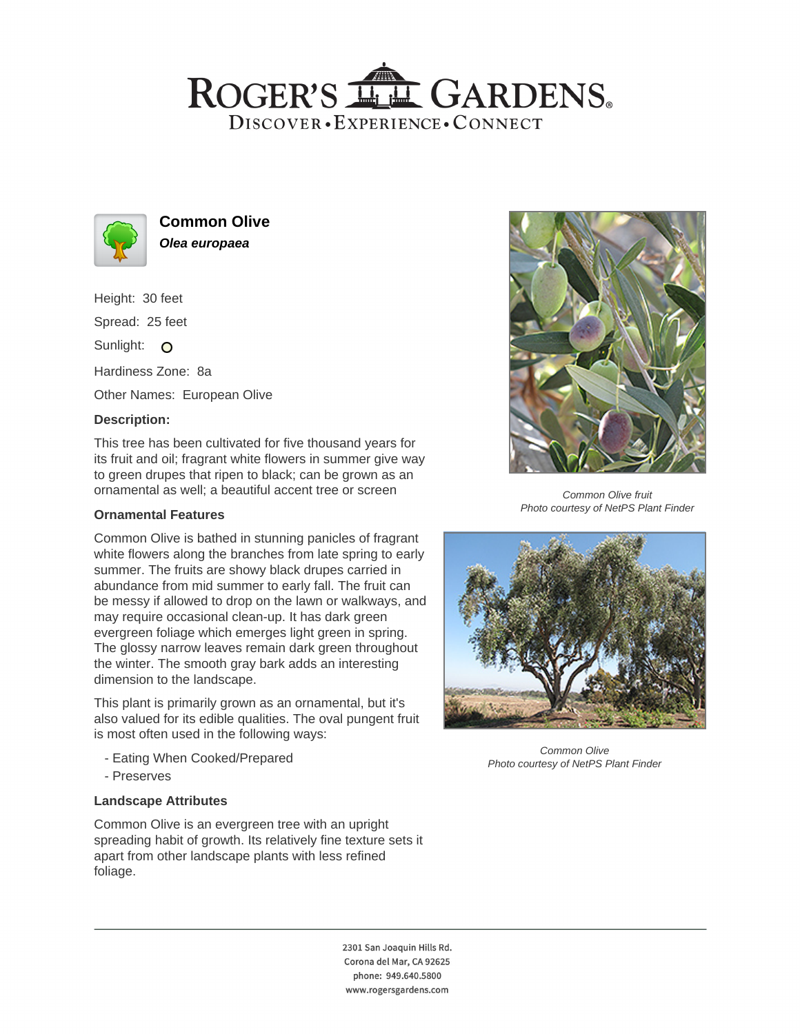# ROGER'S GARDENS

DISCOVER • EXPERIENCE • CONNECT

## Common Olive

***Olea europaea***

Height: 30 feet

Spread: 25 feet

Sunlight: ○

Hardiness Zone: 8a

Other Names: European Olive

### Description:

This tree has been cultivated for five thousand years for its fruit and oil; fragrant white flowers in summer give way to green drupes that ripen to black; can be grown as an ornamental as well; a beautiful accent tree or screen

### Ornamental Features

Common Olive is bathed in stunning panicles of fragrant white flowers along the branches from late spring to early summer. The fruits are showy black drupes carried in abundance from mid summer to early fall. The fruit can be messy if allowed to drop on the lawn or walkways, and may require occasional clean-up. It has dark green evergreen foliage which emerges light green in spring. The glossy narrow leaves remain dark green throughout the winter. The smooth gray bark adds an interesting dimension to the landscape.

This plant is primarily grown as an ornamental, but it's also valued for its edible qualities. The oval pungent fruit is most often used in the following ways:

- Eating When Cooked/Prepared
- Preserves

### Landscape Attributes

Common Olive is an evergreen tree with an upright spreading habit of growth. Its relatively fine texture sets it apart from other landscape plants with less refined foliage.

*Common Olive fruit*
*Photo courtesy of NetPS Plant Finder*

*Common Olive*
*Photo courtesy of NetPS Plant Finder*

2301 San Joaquin Hills Rd.
Corona del Mar, CA 92625
phone: 949.640.5800
www.rogersgardens.com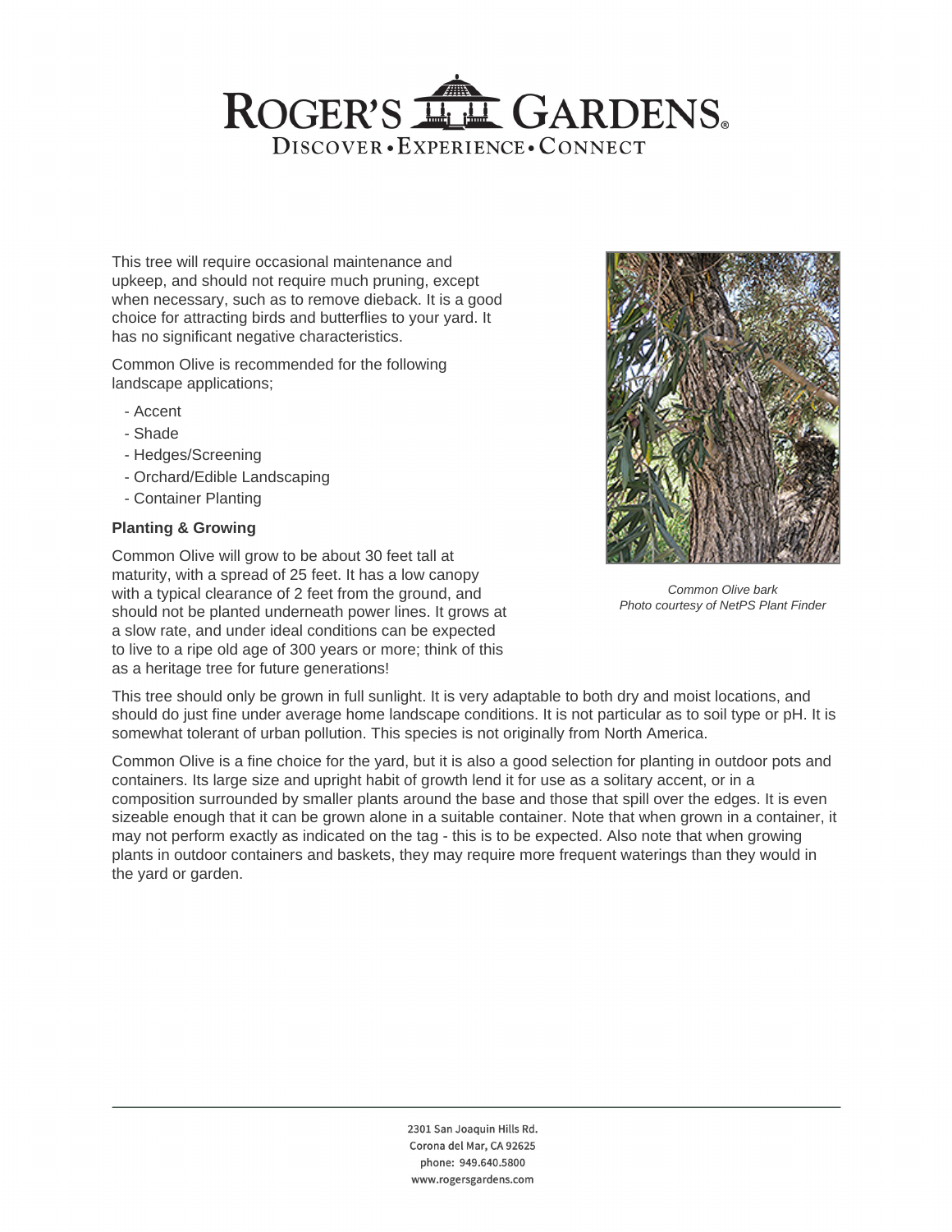This tree will require occasional maintenance and upkeep, and should not require much pruning, except when necessary, such as to remove dieback. It is a good choice for attracting birds and butterflies to your yard. It has no significant negative characteristics.

Common Olive is recommended for the following landscape applications;

- Accent
- Shade
- Hedges/Screening
- Orchard/Edible Landscaping
- Container Planting

**Planting & Growing**

Common Olive will grow to be about 30 feet tall at maturity, with a spread of 25 feet. It has a low canopy with a typical clearance of 2 feet from the ground, and should not be planted underneath power lines. It grows at a slow rate, and under ideal conditions can be expected to live to a ripe old age of 300 years or more; think of this as a heritage tree for future generations!

*Common Olive bark*
*Photo courtesy of NetPS Plant Finder*

This tree should only be grown in full sunlight. It is very adaptable to both dry and moist locations, and should do just fine under average home landscape conditions. It is not particular as to soil type or pH. It is somewhat tolerant of urban pollution. This species is not originally from North America.

Common Olive is a fine choice for the yard, but it is also a good selection for planting in outdoor pots and containers. Its large size and upright habit of growth lend it for use as a solitary accent, or in a composition surrounded by smaller plants around the base and those that spill over the edges. It is even sizeable enough that it can be grown alone in a suitable container. Note that when grown in a container, it may not perform exactly as indicated on the tag - this is to be expected. Also note that when growing plants in outdoor containers and baskets, they may require more frequent waterings than they would in the yard or garden.